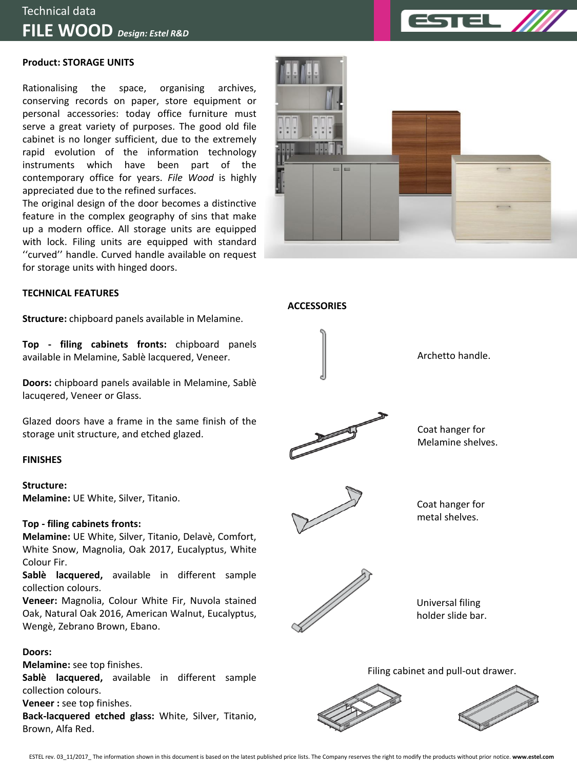Technical data

# FILE WOOD *Design: Estel R&D*

**Product: STORAGE UNITS**

Rationalising the space, organising archives, conserving records on paper, store equipment or personal accessories: today office furniture must serve a great variety of purposes. The good old file cabinet is no longer sufficient, due to the extremely rapid evolution of the information technology instruments which have been part of the contemporary office for years. *File Wood* is highly appreciated due to the refined surfaces.
The original design of the door becomes a distinctive feature in the complex geography of sins that make up a modern office. All storage units are equipped with lock. Filing units are equipped with standard ''curved'' handle. Curved handle available on request for storage units with hinged doors.

**TECHNICAL FEATURES**

**Structure:** chipboard panels available in Melamine.

**Top - filing cabinets fronts:** chipboard panels available in Melamine, Sablè lacquered, Veneer.

**Doors:** chipboard panels available in Melamine, Sablè lacuqered, Veneer or Glass.

Glazed doors have a frame in the same finish of the storage unit structure, and etched glazed.

**FINISHES**

**Structure:**
**Melamine:** UE White, Silver, Titanio.

**Top - filing cabinets fronts:**
**Melamine:** UE White, Silver, Titanio, Delavè, Comfort, White Snow, Magnolia, Oak 2017, Eucalyptus, White Colour Fir.
**Sablè lacquered,** available in different sample collection colours.
**Veneer:** Magnolia, Colour White Fir, Nuvola stained Oak, Natural Oak 2016, American Walnut, Eucalyptus, Wengè, Zebrano Brown, Ebano.

**Doors:**
**Melamine:** see top finishes.
**Sablè lacquered,** available in different sample collection colours.
**Veneer :** see top finishes.
**Back-lacquered etched glass:** White, Silver, Titanio, Brown, Alfa Red.

**ACCESSORIES**

Archetto handle.

Coat hanger for Melamine shelves.

Coat hanger for metal shelves.

Universal filing holder slide bar.

Filing cabinet and pull-out drawer.

ESTEL rev. 03_11/2017_ The information shown in this document is based on the latest published price lists. The Company reserves the right to modify the products without prior notice. **www.estel.com**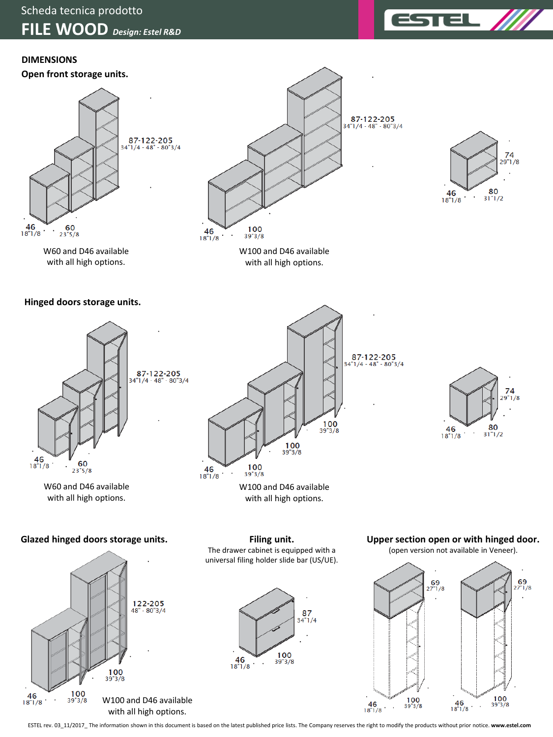Scheda tecnica prodotto

# FILE WOOD *Design: Estel R&D*

## DIMENSIONS

### Open front storage units.

87-122-205
34"1/4 - 48" - 80"3/4

46
18"1/8

60
23"5/8

W60 and D46 available with all high options.

87-122-205
34"1/4 - 48" - 80"3/4

46
18"1/8

100
39"3/8

W100 and D46 available with all high options.

74
29"1/8

46
18"1/8

80
31"1/2

### Hinged doors storage units.

87-122-205
34"1/4 - 48" - 80"3/4

46
18"1/8

60
23"5/8

W60 and D46 available with all high options.

87-122-205
34"1/4 - 48" - 80"3/4

100
39"3/8

100
39"3/8

46
18"1/8

100
39"3/8

W100 and D46 available with all high options.

74
29"1/8

46
18"1/8

80
31"1/2

### Glazed hinged doors storage units.

122-205
48" - 80"3/4

100
39"3/8

46
18"1/8

100
39"3/8

W100 and D46 available with all high options.

### Filing unit.

The drawer cabinet is equipped with a universal filing holder slide bar (US/UE).

87
34"1/4

46
18"1/8

100
39"3/8

### Upper section open or with hinged door.

(open version not available in Veneer).

69
27"1/8

46
18"1/8

100
39"3/8

69
27"1/8

46
18"1/8

100
39"3/8

ESTEL rev. 03_11/2017_ The information shown in this document is based on the latest published price lists. The Company reserves the right to modify the products without prior notice. **www.estel.com**